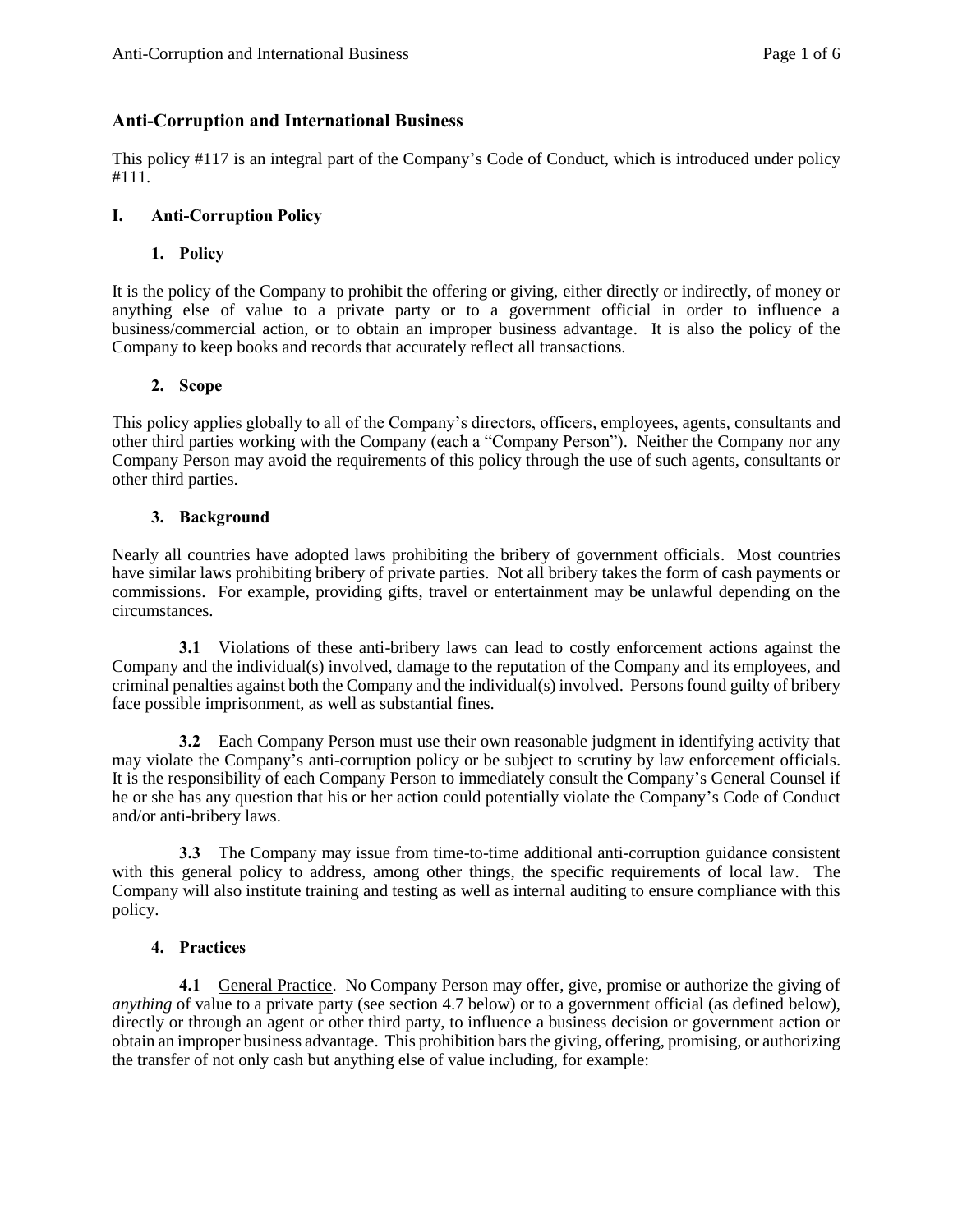# Anti-Corruption and International Business

This policy #117 is an integral part of the Company's Code of Conduct, which is introduced under policy #111.

## I. Anti-Corruption Policy

### 1. Policy

It is the policy of the Company to prohibit the offering or giving, either directly or indirectly, of money or anything else of value to a private party or to a government official in order to influence a business/commercial action, or to obtain an improper business advantage. It is also the policy of the Company to keep books and records that accurately reflect all transactions.

### 2. Scope

This policy applies globally to all of the Company's directors, officers, employees, agents, consultants and other third parties working with the Company (each a "Company Person"). Neither the Company nor any Company Person may avoid the requirements of this policy through the use of such agents, consultants or other third parties.

### 3. Background

Nearly all countries have adopted laws prohibiting the bribery of government officials. Most countries have similar laws prohibiting bribery of private parties. Not all bribery takes the form of cash payments or commissions. For example, providing gifts, travel or entertainment may be unlawful depending on the circumstances.

**3.1** Violations of these anti-bribery laws can lead to costly enforcement actions against the Company and the individual(s) involved, damage to the reputation of the Company and its employees, and criminal penalties against both the Company and the individual(s) involved. Persons found guilty of bribery face possible imprisonment, as well as substantial fines.

**3.2** Each Company Person must use their own reasonable judgment in identifying activity that may violate the Company's anti-corruption policy or be subject to scrutiny by law enforcement officials. It is the responsibility of each Company Person to immediately consult the Company's General Counsel if he or she has any question that his or her action could potentially violate the Company's Code of Conduct and/or anti-bribery laws.

**3.3** The Company may issue from time-to-time additional anti-corruption guidance consistent with this general policy to address, among other things, the specific requirements of local law. The Company will also institute training and testing as well as internal auditing to ensure compliance with this policy.

### 4. Practices

**4.1** <u>General Practice</u>. No Company Person may offer, give, promise or authorize the giving of *anything* of value to a private party (see section 4.7 below) or to a government official (as defined below), directly or through an agent or other third party, to influence a business decision or government action or obtain an improper business advantage. This prohibition bars the giving, offering, promising, or authorizing the transfer of not only cash but anything else of value including, for example: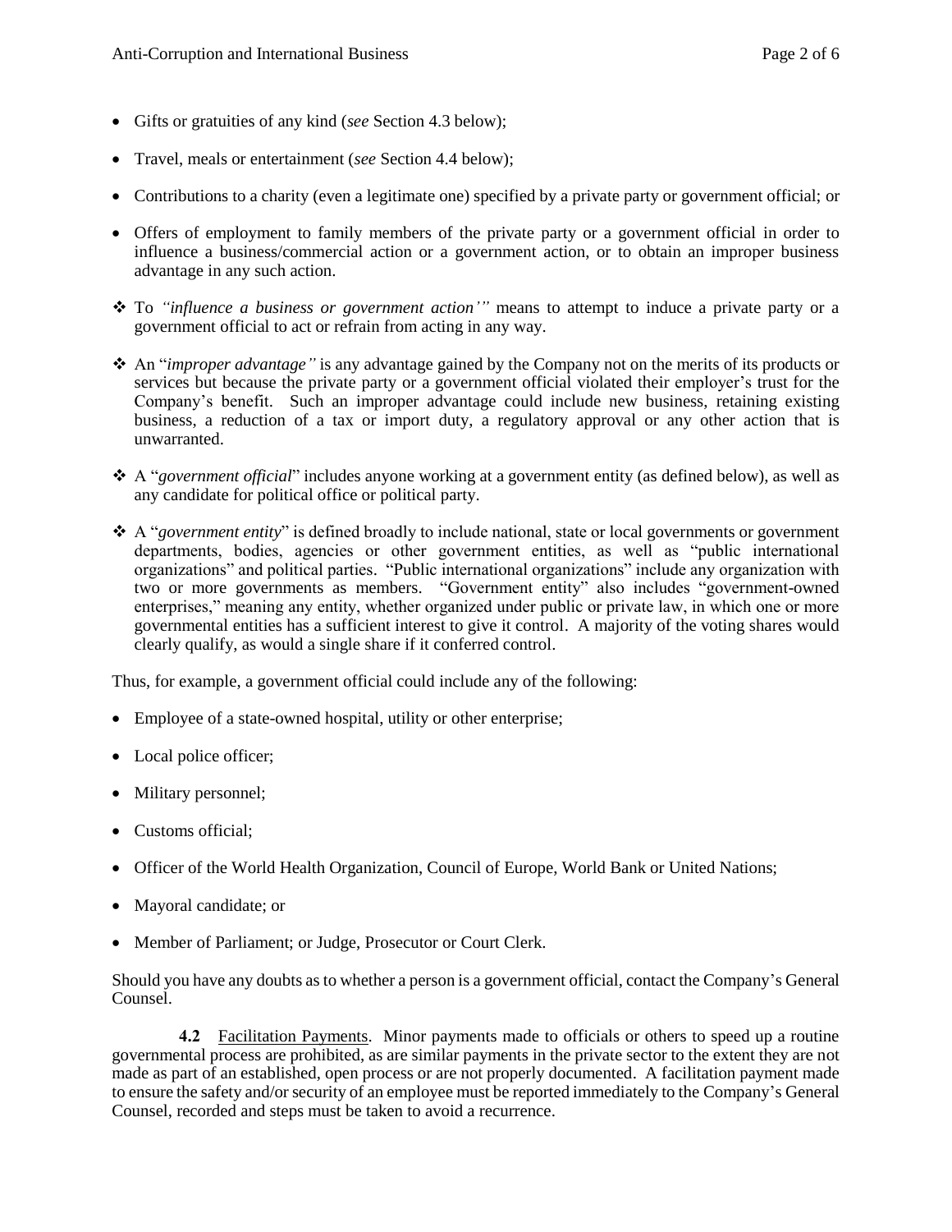- Gifts or gratuities of any kind (*see* Section 4.3 below);
- Travel, meals or entertainment (*see* Section 4.4 below);
- Contributions to a charity (even a legitimate one) specified by a private party or government official; or
- Offers of employment to family members of the private party or a government official in order to influence a business/commercial action or a government action, or to obtain an improper business advantage in any such action.

❖ To *"influence a business or government action'"* means to attempt to induce a private party or a government official to act or refrain from acting in any way.

❖ An "*improper advantage"* is any advantage gained by the Company not on the merits of its products or services but because the private party or a government official violated their employer's trust for the Company's benefit. Such an improper advantage could include new business, retaining existing business, a reduction of a tax or import duty, a regulatory approval or any other action that is unwarranted.

❖ A "*government official*" includes anyone working at a government entity (as defined below), as well as any candidate for political office or political party.

❖ A "*government entity*" is defined broadly to include national, state or local governments or government departments, bodies, agencies or other government entities, as well as "public international organizations" and political parties. "Public international organizations" include any organization with two or more governments as members. "Government entity" also includes "government-owned enterprises," meaning any entity, whether organized under public or private law, in which one or more governmental entities has a sufficient interest to give it control. A majority of the voting shares would clearly qualify, as would a single share if it conferred control.

Thus, for example, a government official could include any of the following:

- Employee of a state-owned hospital, utility or other enterprise;
- Local police officer;
- Military personnel;
- Customs official;
- Officer of the World Health Organization, Council of Europe, World Bank or United Nations;
- Mayoral candidate; or
- Member of Parliament; or Judge, Prosecutor or Court Clerk.

Should you have any doubts as to whether a person is a government official, contact the Company's General Counsel.

**4.2** Facilitation Payments. Minor payments made to officials or others to speed up a routine governmental process are prohibited, as are similar payments in the private sector to the extent they are not made as part of an established, open process or are not properly documented. A facilitation payment made to ensure the safety and/or security of an employee must be reported immediately to the Company's General Counsel, recorded and steps must be taken to avoid a recurrence.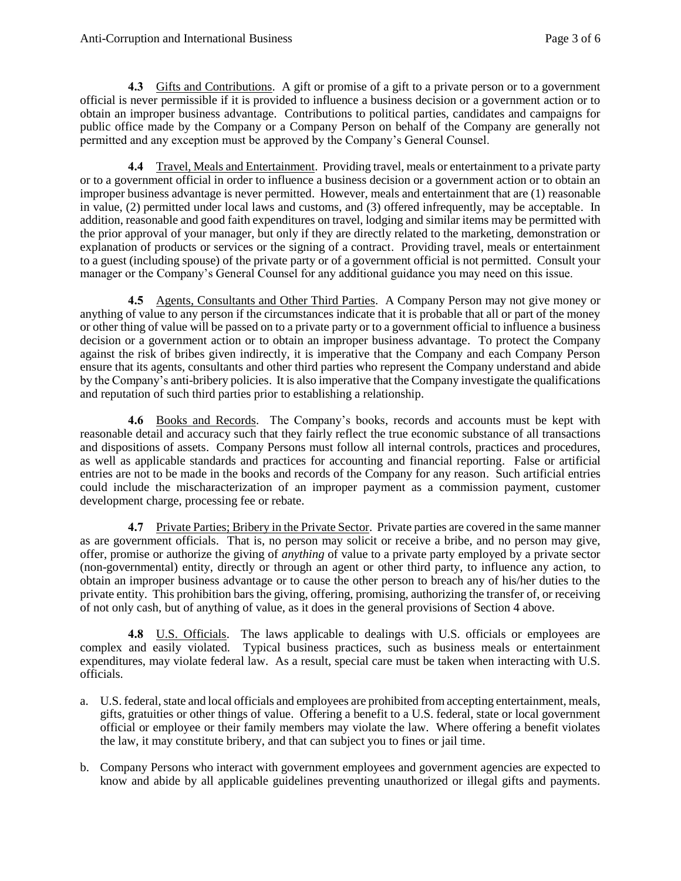**4.3** Gifts and Contributions. A gift or promise of a gift to a private person or to a government official is never permissible if it is provided to influence a business decision or a government action or to obtain an improper business advantage. Contributions to political parties, candidates and campaigns for public office made by the Company or a Company Person on behalf of the Company are generally not permitted and any exception must be approved by the Company's General Counsel.

**4.4** Travel, Meals and Entertainment. Providing travel, meals or entertainment to a private party or to a government official in order to influence a business decision or a government action or to obtain an improper business advantage is never permitted. However, meals and entertainment that are (1) reasonable in value, (2) permitted under local laws and customs, and (3) offered infrequently, may be acceptable. In addition, reasonable and good faith expenditures on travel, lodging and similar items may be permitted with the prior approval of your manager, but only if they are directly related to the marketing, demonstration or explanation of products or services or the signing of a contract. Providing travel, meals or entertainment to a guest (including spouse) of the private party or of a government official is not permitted. Consult your manager or the Company's General Counsel for any additional guidance you may need on this issue.

**4.5** Agents, Consultants and Other Third Parties. A Company Person may not give money or anything of value to any person if the circumstances indicate that it is probable that all or part of the money or other thing of value will be passed on to a private party or to a government official to influence a business decision or a government action or to obtain an improper business advantage. To protect the Company against the risk of bribes given indirectly, it is imperative that the Company and each Company Person ensure that its agents, consultants and other third parties who represent the Company understand and abide by the Company's anti-bribery policies. It is also imperative that the Company investigate the qualifications and reputation of such third parties prior to establishing a relationship.

**4.6** Books and Records. The Company's books, records and accounts must be kept with reasonable detail and accuracy such that they fairly reflect the true economic substance of all transactions and dispositions of assets. Company Persons must follow all internal controls, practices and procedures, as well as applicable standards and practices for accounting and financial reporting. False or artificial entries are not to be made in the books and records of the Company for any reason. Such artificial entries could include the mischaracterization of an improper payment as a commission payment, customer development charge, processing fee or rebate.

**4.7** Private Parties; Bribery in the Private Sector. Private parties are covered in the same manner as are government officials. That is, no person may solicit or receive a bribe, and no person may give, offer, promise or authorize the giving of *anything* of value to a private party employed by a private sector (non-governmental) entity, directly or through an agent or other third party, to influence any action, to obtain an improper business advantage or to cause the other person to breach any of his/her duties to the private entity. This prohibition bars the giving, offering, promising, authorizing the transfer of, or receiving of not only cash, but of anything of value, as it does in the general provisions of Section 4 above.

**4.8** U.S. Officials. The laws applicable to dealings with U.S. officials or employees are complex and easily violated. Typical business practices, such as business meals or entertainment expenditures, may violate federal law. As a result, special care must be taken when interacting with U.S. officials.

a. U.S. federal, state and local officials and employees are prohibited from accepting entertainment, meals, gifts, gratuities or other things of value. Offering a benefit to a U.S. federal, state or local government official or employee or their family members may violate the law. Where offering a benefit violates the law, it may constitute bribery, and that can subject you to fines or jail time.

b. Company Persons who interact with government employees and government agencies are expected to know and abide by all applicable guidelines preventing unauthorized or illegal gifts and payments.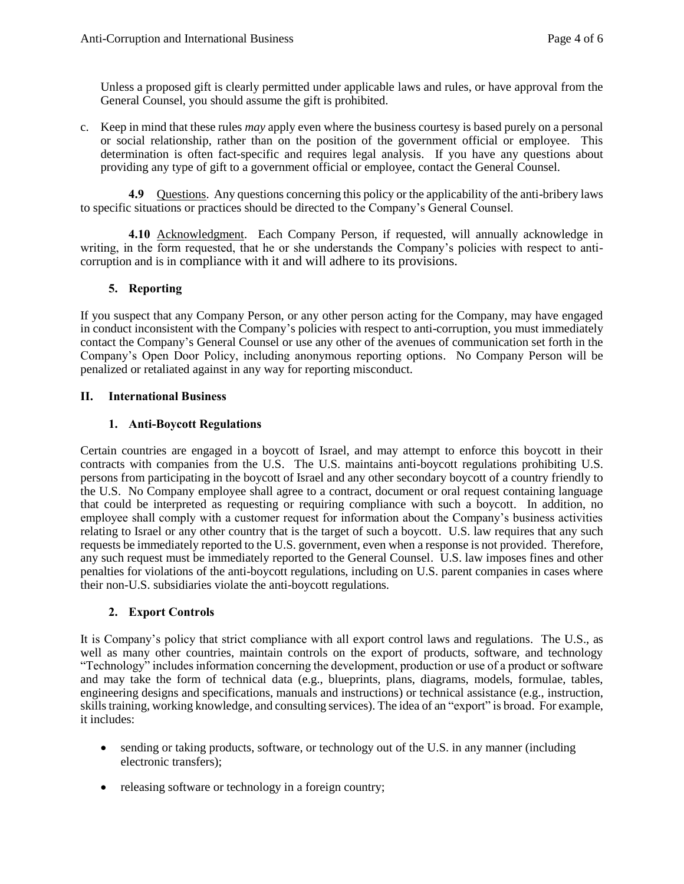Unless a proposed gift is clearly permitted under applicable laws and rules, or have approval from the General Counsel, you should assume the gift is prohibited.

c. Keep in mind that these rules *may* apply even where the business courtesy is based purely on a personal or social relationship, rather than on the position of the government official or employee. This determination is often fact-specific and requires legal analysis. If you have any questions about providing any type of gift to a government official or employee, contact the General Counsel.

**4.9** Questions. Any questions concerning this policy or the applicability of the anti-bribery laws to specific situations or practices should be directed to the Company's General Counsel.

**4.10** Acknowledgment. Each Company Person, if requested, will annually acknowledge in writing, in the form requested, that he or she understands the Company's policies with respect to anti-corruption and is in compliance with it and will adhere to its provisions.

### 5. Reporting

If you suspect that any Company Person, or any other person acting for the Company, may have engaged in conduct inconsistent with the Company's policies with respect to anti-corruption, you must immediately contact the Company's General Counsel or use any other of the avenues of communication set forth in the Company's Open Door Policy, including anonymous reporting options. No Company Person will be penalized or retaliated against in any way for reporting misconduct.

## II. International Business

### 1. Anti-Boycott Regulations

Certain countries are engaged in a boycott of Israel, and may attempt to enforce this boycott in their contracts with companies from the U.S. The U.S. maintains anti-boycott regulations prohibiting U.S. persons from participating in the boycott of Israel and any other secondary boycott of a country friendly to the U.S. No Company employee shall agree to a contract, document or oral request containing language that could be interpreted as requesting or requiring compliance with such a boycott. In addition, no employee shall comply with a customer request for information about the Company's business activities relating to Israel or any other country that is the target of such a boycott. U.S. law requires that any such requests be immediately reported to the U.S. government, even when a response is not provided. Therefore, any such request must be immediately reported to the General Counsel. U.S. law imposes fines and other penalties for violations of the anti-boycott regulations, including on U.S. parent companies in cases where their non-U.S. subsidiaries violate the anti-boycott regulations.

### 2. Export Controls

It is Company's policy that strict compliance with all export control laws and regulations. The U.S., as well as many other countries, maintain controls on the export of products, software, and technology "Technology" includes information concerning the development, production or use of a product or software and may take the form of technical data (e.g., blueprints, plans, diagrams, models, formulae, tables, engineering designs and specifications, manuals and instructions) or technical assistance (e.g., instruction, skills training, working knowledge, and consulting services). The idea of an "export" is broad. For example, it includes:

- sending or taking products, software, or technology out of the U.S. in any manner (including electronic transfers);
- releasing software or technology in a foreign country;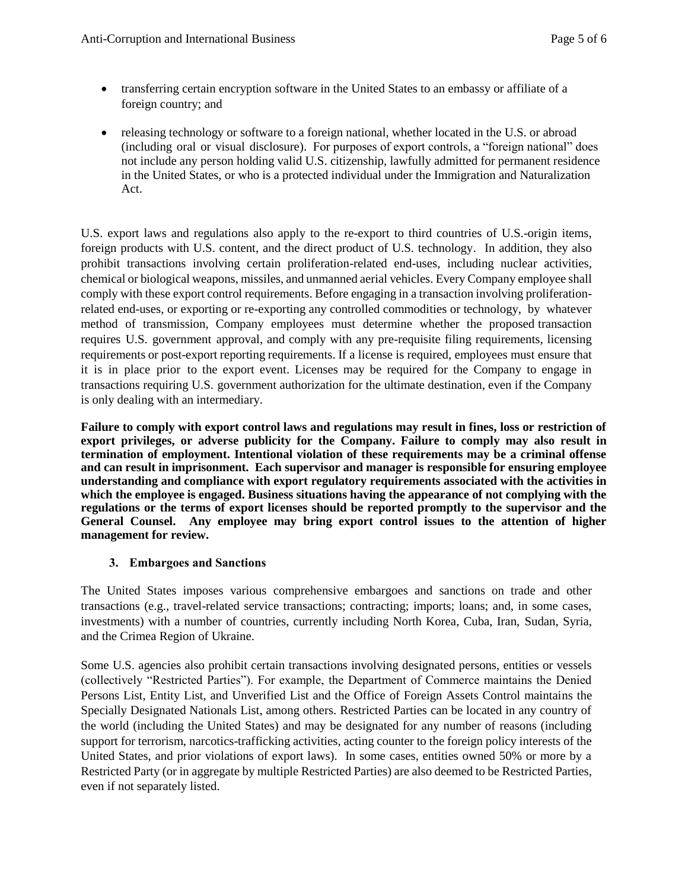- transferring certain encryption software in the United States to an embassy or affiliate of a foreign country; and

- releasing technology or software to a foreign national, whether located in the U.S. or abroad (including oral or visual disclosure). For purposes of export controls, a "foreign national" does not include any person holding valid U.S. citizenship, lawfully admitted for permanent residence in the United States, or who is a protected individual under the Immigration and Naturalization Act.

U.S. export laws and regulations also apply to the re-export to third countries of U.S.-origin items, foreign products with U.S. content, and the direct product of U.S. technology. In addition, they also prohibit transactions involving certain proliferation-related end-uses, including nuclear activities, chemical or biological weapons, missiles, and unmanned aerial vehicles. Every Company employee shall comply with these export control requirements. Before engaging in a transaction involving proliferation-related end-uses, or exporting or re-exporting any controlled commodities or technology, by whatever method of transmission, Company employees must determine whether the proposed transaction requires U.S. government approval, and comply with any pre-requisite filing requirements, licensing requirements or post-export reporting requirements. If a license is required, employees must ensure that it is in place prior to the export event. Licenses may be required for the Company to engage in transactions requiring U.S. government authorization for the ultimate destination, even if the Company is only dealing with an intermediary.

**Failure to comply with export control laws and regulations may result in fines, loss or restriction of export privileges, or adverse publicity for the Company. Failure to comply may also result in termination of employment. Intentional violation of these requirements may be a criminal offense and can result in imprisonment. Each supervisor and manager is responsible for ensuring employee understanding and compliance with export regulatory requirements associated with the activities in which the employee is engaged. Business situations having the appearance of not complying with the regulations or the terms of export licenses should be reported promptly to the supervisor and the General Counsel. Any employee may bring export control issues to the attention of higher management for review.**

### 3. Embargoes and Sanctions

The United States imposes various comprehensive embargoes and sanctions on trade and other transactions (e.g., travel-related service transactions; contracting; imports; loans; and, in some cases, investments) with a number of countries, currently including North Korea, Cuba, Iran, Sudan, Syria, and the Crimea Region of Ukraine.

Some U.S. agencies also prohibit certain transactions involving designated persons, entities or vessels (collectively "Restricted Parties"). For example, the Department of Commerce maintains the Denied Persons List, Entity List, and Unverified List and the Office of Foreign Assets Control maintains the Specially Designated Nationals List, among others. Restricted Parties can be located in any country of the world (including the United States) and may be designated for any number of reasons (including support for terrorism, narcotics-trafficking activities, acting counter to the foreign policy interests of the United States, and prior violations of export laws). In some cases, entities owned 50% or more by a Restricted Party (or in aggregate by multiple Restricted Parties) are also deemed to be Restricted Parties, even if not separately listed.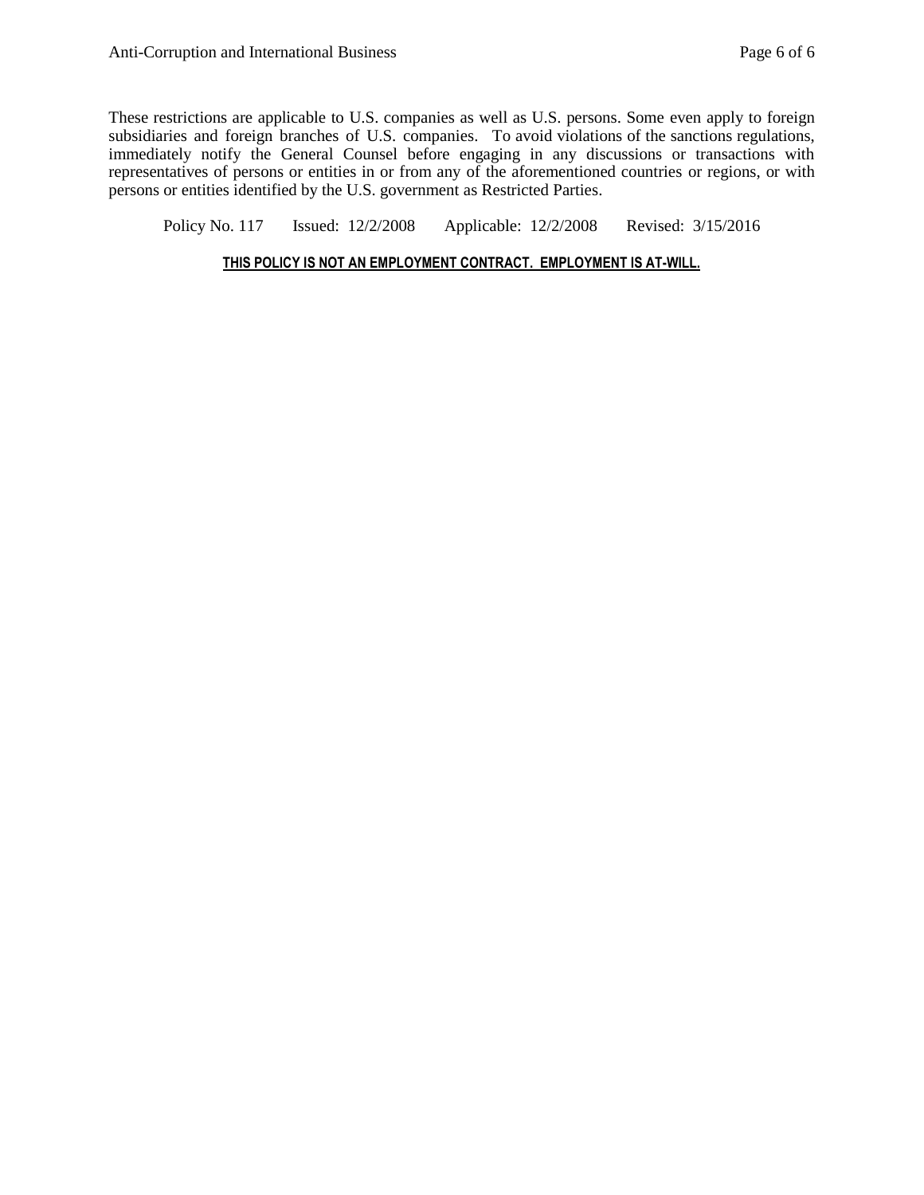These restrictions are applicable to U.S. companies as well as U.S. persons. Some even apply to foreign subsidiaries and foreign branches of U.S. companies. To avoid violations of the sanctions regulations, immediately notify the General Counsel before engaging in any discussions or transactions with representatives of persons or entities in or from any of the aforementioned countries or regions, or with persons or entities identified by the U.S. government as Restricted Parties.

Policy No. 117 Issued: 12/2/2008 Applicable: 12/2/2008 Revised: 3/15/2016

**THIS POLICY IS NOT AN EMPLOYMENT CONTRACT. EMPLOYMENT IS AT-WILL.**